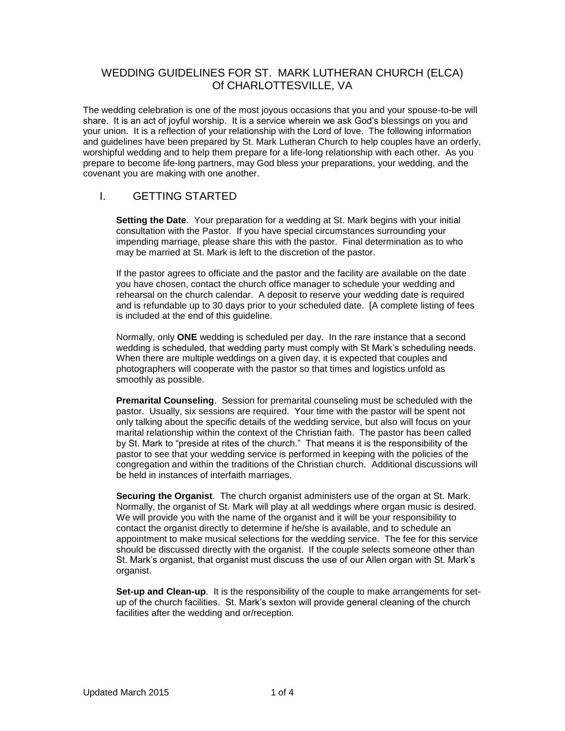# WEDDING GUIDELINES FOR ST. MARK LUTHERAN CHURCH (ELCA) Of CHARLOTTESVILLE, VA

The wedding celebration is one of the most joyous occasions that you and your spouse-to-be will share. It is an act of joyful worship. It is a service wherein we ask God's blessings on you and your union. It is a reflection of your relationship with the Lord of love. The following information and guidelines have been prepared by St. Mark Lutheran Church to help couples have an orderly, worshipful wedding and to help them prepare for a life-long relationship with each other. As you prepare to become life-long partners, may God bless your preparations, your wedding, and the covenant you are making with one another.

## I. GETTING STARTED

**Setting the Date**. Your preparation for a wedding at St. Mark begins with your initial consultation with the Pastor. If you have special circumstances surrounding your impending marriage, please share this with the pastor. Final determination as to who may be married at St. Mark is left to the discretion of the pastor.

If the pastor agrees to officiate and the pastor and the facility are available on the date you have chosen, contact the church office manager to schedule your wedding and rehearsal on the church calendar. A deposit to reserve your wedding date is required and is refundable up to 30 days prior to your scheduled date. [A complete listing of fees is included at the end of this guideline.

Normally, only **ONE** wedding is scheduled per day. In the rare instance that a second wedding is scheduled, that wedding party must comply with St Mark's scheduling needs. When there are multiple weddings on a given day, it is expected that couples and photographers will cooperate with the pastor so that times and logistics unfold as smoothly as possible.

**Premarital Counseling**. Session for premarital counseling must be scheduled with the pastor. Usually, six sessions are required. Your time with the pastor will be spent not only talking about the specific details of the wedding service, but also will focus on your marital relationship within the context of the Christian faith. The pastor has been called by St. Mark to "preside at rites of the church." That means it is the responsibility of the pastor to see that your wedding service is performed in keeping with the policies of the congregation and within the traditions of the Christian church. Additional discussions will be held in instances of interfaith marriages.

**Securing the Organist**. The church organist administers use of the organ at St. Mark. Normally, the organist of St. Mark will play at all weddings where organ music is desired. We will provide you with the name of the organist and it will be your responsibility to contact the organist directly to determine if he/she is available, and to schedule an appointment to make musical selections for the wedding service. The fee for this service should be discussed directly with the organist. If the couple selects someone other than St. Mark's organist, that organist must discuss the use of our Allen organ with St. Mark's organist.

**Set-up and Clean-up**. It is the responsibility of the couple to make arrangements for set-up of the church facilities. St. Mark's sexton will provide general cleaning of the church facilities after the wedding and or/reception.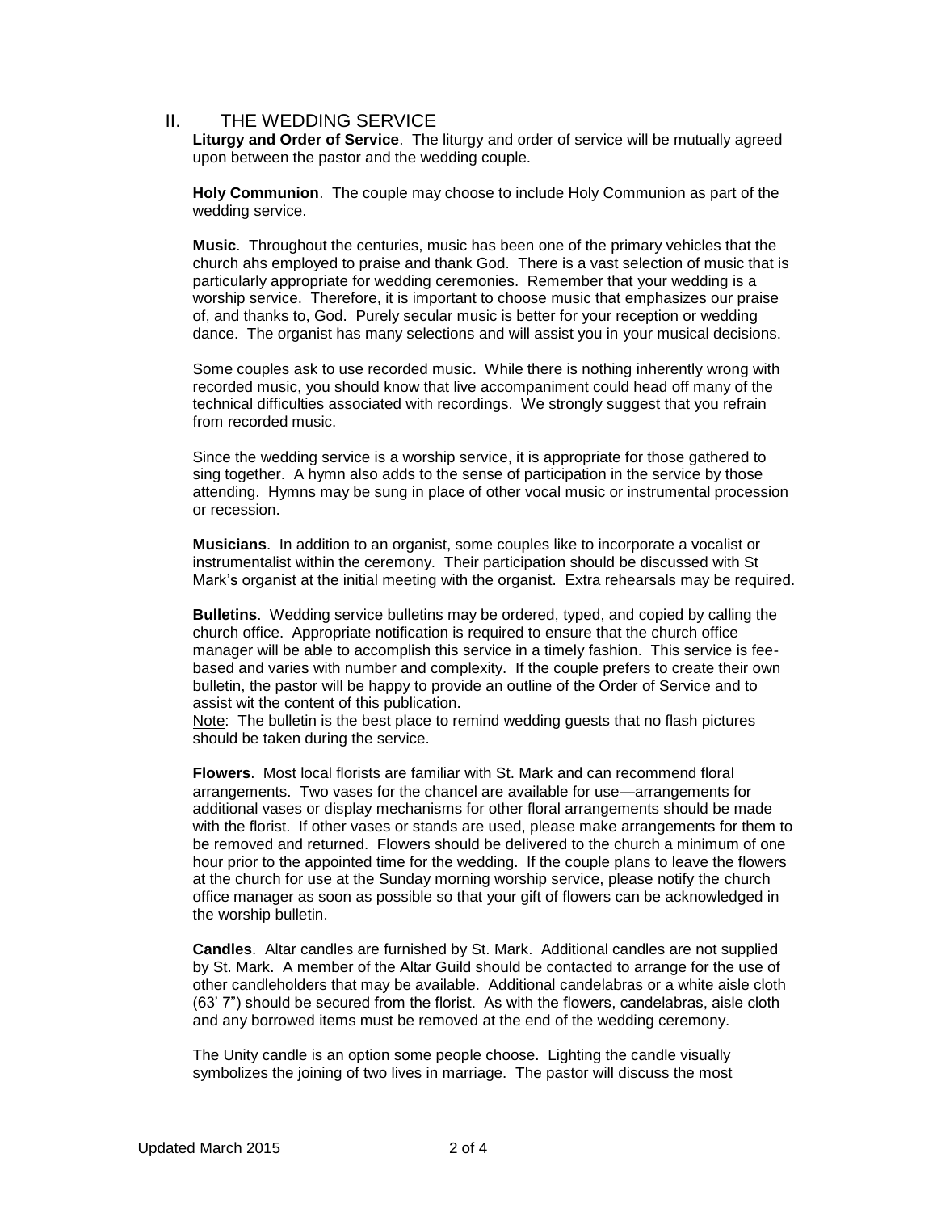## II. THE WEDDING SERVICE

**Liturgy and Order of Service**. The liturgy and order of service will be mutually agreed upon between the pastor and the wedding couple.

**Holy Communion**. The couple may choose to include Holy Communion as part of the wedding service.

**Music**. Throughout the centuries, music has been one of the primary vehicles that the church ahs employed to praise and thank God. There is a vast selection of music that is particularly appropriate for wedding ceremonies. Remember that your wedding is a worship service. Therefore, it is important to choose music that emphasizes our praise of, and thanks to, God. Purely secular music is better for your reception or wedding dance. The organist has many selections and will assist you in your musical decisions.

Some couples ask to use recorded music. While there is nothing inherently wrong with recorded music, you should know that live accompaniment could head off many of the technical difficulties associated with recordings. We strongly suggest that you refrain from recorded music.

Since the wedding service is a worship service, it is appropriate for those gathered to sing together. A hymn also adds to the sense of participation in the service by those attending. Hymns may be sung in place of other vocal music or instrumental procession or recession.

**Musicians**. In addition to an organist, some couples like to incorporate a vocalist or instrumentalist within the ceremony. Their participation should be discussed with St Mark's organist at the initial meeting with the organist. Extra rehearsals may be required.

**Bulletins**. Wedding service bulletins may be ordered, typed, and copied by calling the church office. Appropriate notification is required to ensure that the church office manager will be able to accomplish this service in a timely fashion. This service is fee-based and varies with number and complexity. If the couple prefers to create their own bulletin, the pastor will be happy to provide an outline of the Order of Service and to assist wit the content of this publication.
Note: The bulletin is the best place to remind wedding guests that no flash pictures should be taken during the service.

**Flowers**. Most local florists are familiar with St. Mark and can recommend floral arrangements. Two vases for the chancel are available for use—arrangements for additional vases or display mechanisms for other floral arrangements should be made with the florist. If other vases or stands are used, please make arrangements for them to be removed and returned. Flowers should be delivered to the church a minimum of one hour prior to the appointed time for the wedding. If the couple plans to leave the flowers at the church for use at the Sunday morning worship service, please notify the church office manager as soon as possible so that your gift of flowers can be acknowledged in the worship bulletin.

**Candles**. Altar candles are furnished by St. Mark. Additional candles are not supplied by St. Mark. A member of the Altar Guild should be contacted to arrange for the use of other candleholders that may be available. Additional candelabras or a white aisle cloth (63' 7") should be secured from the florist. As with the flowers, candelabras, aisle cloth and any borrowed items must be removed at the end of the wedding ceremony.

The Unity candle is an option some people choose. Lighting the candle visually symbolizes the joining of two lives in marriage. The pastor will discuss the most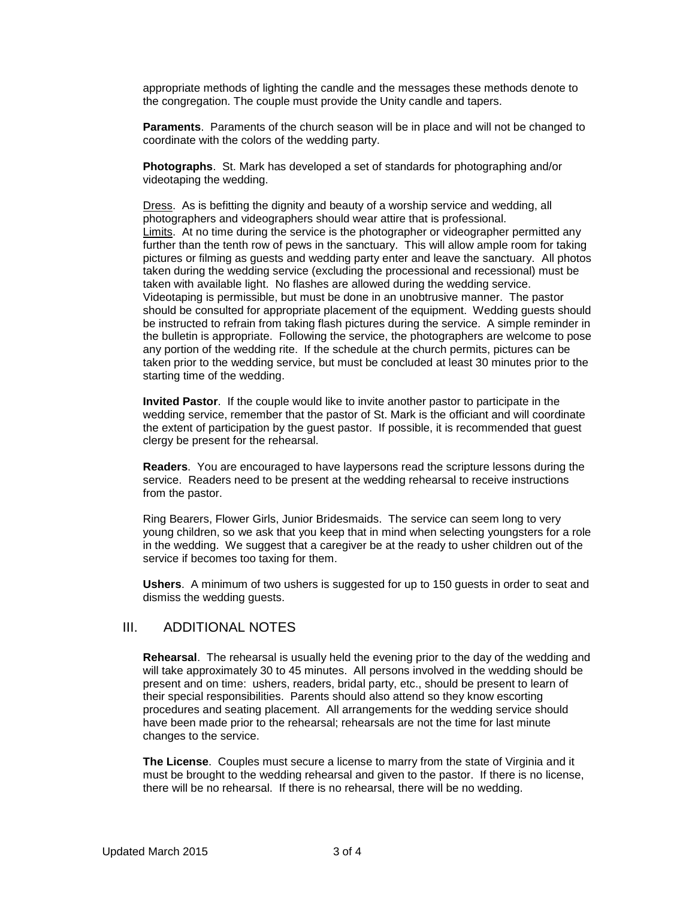appropriate methods of lighting the candle and the messages these methods denote to the congregation. The couple must provide the Unity candle and tapers.

**Paraments**. Paraments of the church season will be in place and will not be changed to coordinate with the colors of the wedding party.

**Photographs**. St. Mark has developed a set of standards for photographing and/or videotaping the wedding.

Dress. As is befitting the dignity and beauty of a worship service and wedding, all photographers and videographers should wear attire that is professional.
Limits. At no time during the service is the photographer or videographer permitted any further than the tenth row of pews in the sanctuary. This will allow ample room for taking pictures or filming as guests and wedding party enter and leave the sanctuary. All photos taken during the wedding service (excluding the processional and recessional) must be taken with available light. No flashes are allowed during the wedding service. Videotaping is permissible, but must be done in an unobtrusive manner. The pastor should be consulted for appropriate placement of the equipment. Wedding guests should be instructed to refrain from taking flash pictures during the service. A simple reminder in the bulletin is appropriate. Following the service, the photographers are welcome to pose any portion of the wedding rite. If the schedule at the church permits, pictures can be taken prior to the wedding service, but must be concluded at least 30 minutes prior to the starting time of the wedding.

**Invited Pastor**. If the couple would like to invite another pastor to participate in the wedding service, remember that the pastor of St. Mark is the officiant and will coordinate the extent of participation by the guest pastor. If possible, it is recommended that guest clergy be present for the rehearsal.

**Readers**. You are encouraged to have laypersons read the scripture lessons during the service. Readers need to be present at the wedding rehearsal to receive instructions from the pastor.

Ring Bearers, Flower Girls, Junior Bridesmaids. The service can seem long to very young children, so we ask that you keep that in mind when selecting youngsters for a role in the wedding. We suggest that a caregiver be at the ready to usher children out of the service if becomes too taxing for them.

**Ushers**. A minimum of two ushers is suggested for up to 150 guests in order to seat and dismiss the wedding guests.

## III. ADDITIONAL NOTES

**Rehearsal**. The rehearsal is usually held the evening prior to the day of the wedding and will take approximately 30 to 45 minutes. All persons involved in the wedding should be present and on time: ushers, readers, bridal party, etc., should be present to learn of their special responsibilities. Parents should also attend so they know escorting procedures and seating placement. All arrangements for the wedding service should have been made prior to the rehearsal; rehearsals are not the time for last minute changes to the service.

**The License**. Couples must secure a license to marry from the state of Virginia and it must be brought to the wedding rehearsal and given to the pastor. If there is no license, there will be no rehearsal. If there is no rehearsal, there will be no wedding.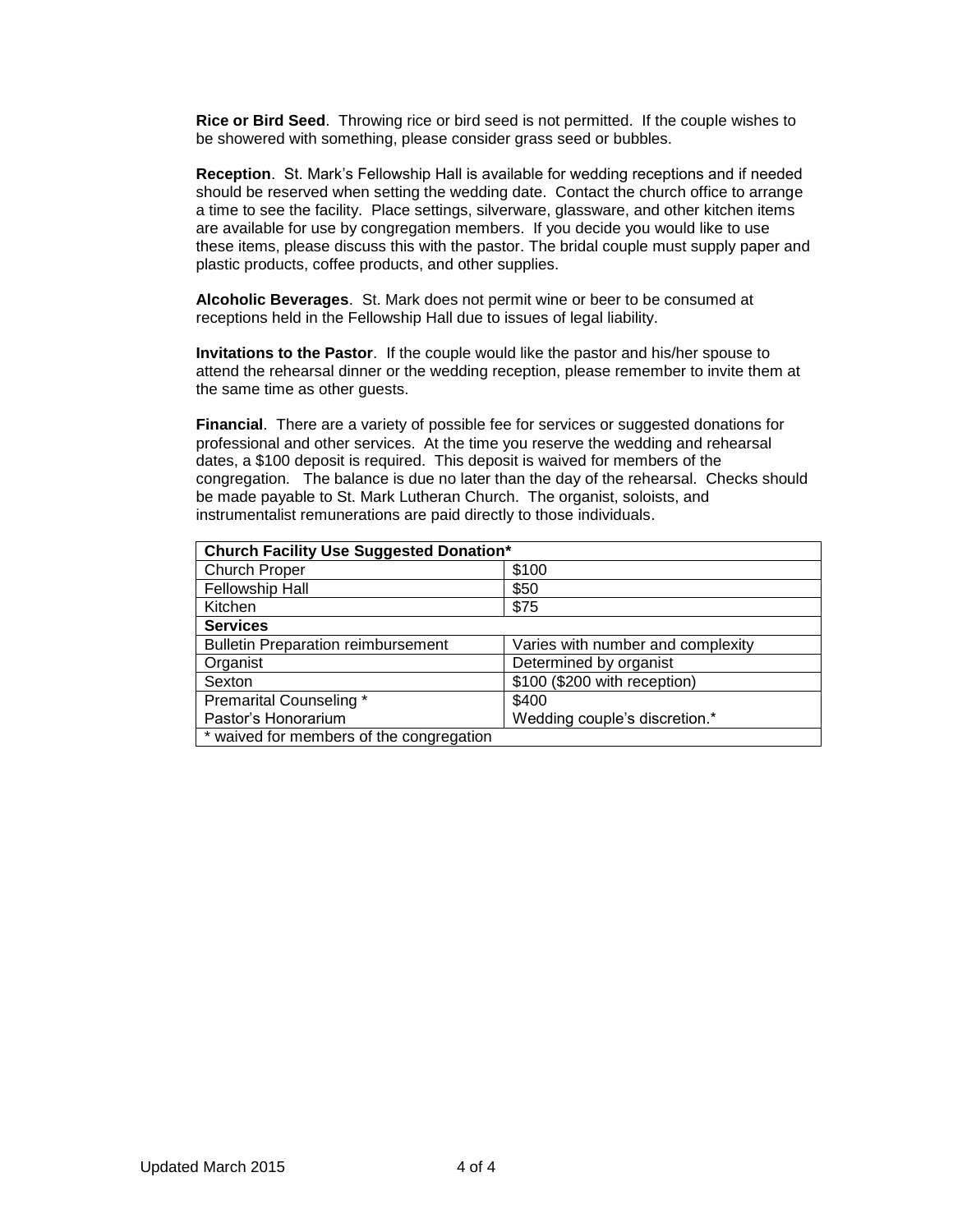**Rice or Bird Seed**. Throwing rice or bird seed is not permitted. If the couple wishes to be showered with something, please consider grass seed or bubbles.

**Reception**. St. Mark's Fellowship Hall is available for wedding receptions and if needed should be reserved when setting the wedding date. Contact the church office to arrange a time to see the facility. Place settings, silverware, glassware, and other kitchen items are available for use by congregation members. If you decide you would like to use these items, please discuss this with the pastor. The bridal couple must supply paper and plastic products, coffee products, and other supplies.

**Alcoholic Beverages**. St. Mark does not permit wine or beer to be consumed at receptions held in the Fellowship Hall due to issues of legal liability.

**Invitations to the Pastor**. If the couple would like the pastor and his/her spouse to attend the rehearsal dinner or the wedding reception, please remember to invite them at the same time as other guests.

**Financial**. There are a variety of possible fee for services or suggested donations for professional and other services. At the time you reserve the wedding and rehearsal dates, a $100 deposit is required. This deposit is waived for members of the congregation. The balance is due no later than the day of the rehearsal. Checks should be made payable to St. Mark Lutheran Church. The organist, soloists, and instrumentalist remunerations are paid directly to those individuals.

| **Church Facility Use Suggested Donation*** | |
|---|---|
| Church Proper | $100 |
| Fellowship Hall | $50 |
| Kitchen | $75 |
| **Services** | |
| Bulletin Preparation reimbursement | Varies with number and complexity |
| Organist | Determined by organist |
| Sexton | $100 ($200 with reception) |
| Premarital Counseling * | $400 |
| Pastor's Honorarium | Wedding couple's discretion.* |
| * waived for members of the congregation | |

Updated March 2015